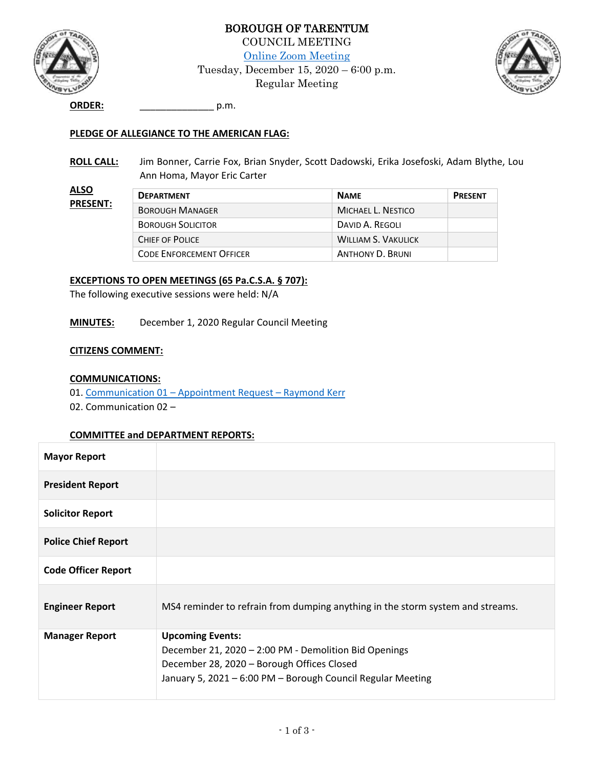# BOROUGH OF TARENTUM

COUNCIL MEETING

Online Zoom Meeting

Tuesday, December 15, 2020 – 6:00 p.m.

Regular Meeting

**ORDER:** ______________ p.m.

**PLEDGE OF ALLEGIANCE TO THE AMERICAN FLAG:**

**ROLL CALL:** Jim Bonner, Carrie Fox, Brian Snyder, Scott Dadowski, Erika Josefoski, Adam Blythe, Lou Ann Homa, Mayor Eric Carter

**ALSO PRESENT:**

| Department | Name | Present |
| --- | --- | --- |
| Borough Manager | Michael L. Nestico | |
| Borough Solicitor | David A. Regoli | |
| Chief of Police | William S. Vakulick | |
| Code Enforcement Officer | Anthony D. Bruni | |

**EXCEPTIONS TO OPEN MEETINGS (65 Pa.C.S.A. § 707):**

The following executive sessions were held: N/A

**MINUTES:** December 1, 2020 Regular Council Meeting

**CITIZENS COMMENT:**

**COMMUNICATIONS:**

01. Communication 01 – Appointment Request – Raymond Kerr
02. Communication 02 –

**COMMITTEE and DEPARTMENT REPORTS:**

| | |
| --- | --- |
| **Mayor Report** | |
| **President Report** | |
| **Solicitor Report** | |
| **Police Chief Report** | |
| **Code Officer Report** | |
| **Engineer Report** | MS4 reminder to refrain from dumping anything in the storm system and streams. |
| **Manager Report** | **Upcoming Events:**<br>December 21, 2020 – 2:00 PM - Demolition Bid Openings<br>December 28, 2020 – Borough Offices Closed<br>January 5, 2021 – 6:00 PM – Borough Council Regular Meeting |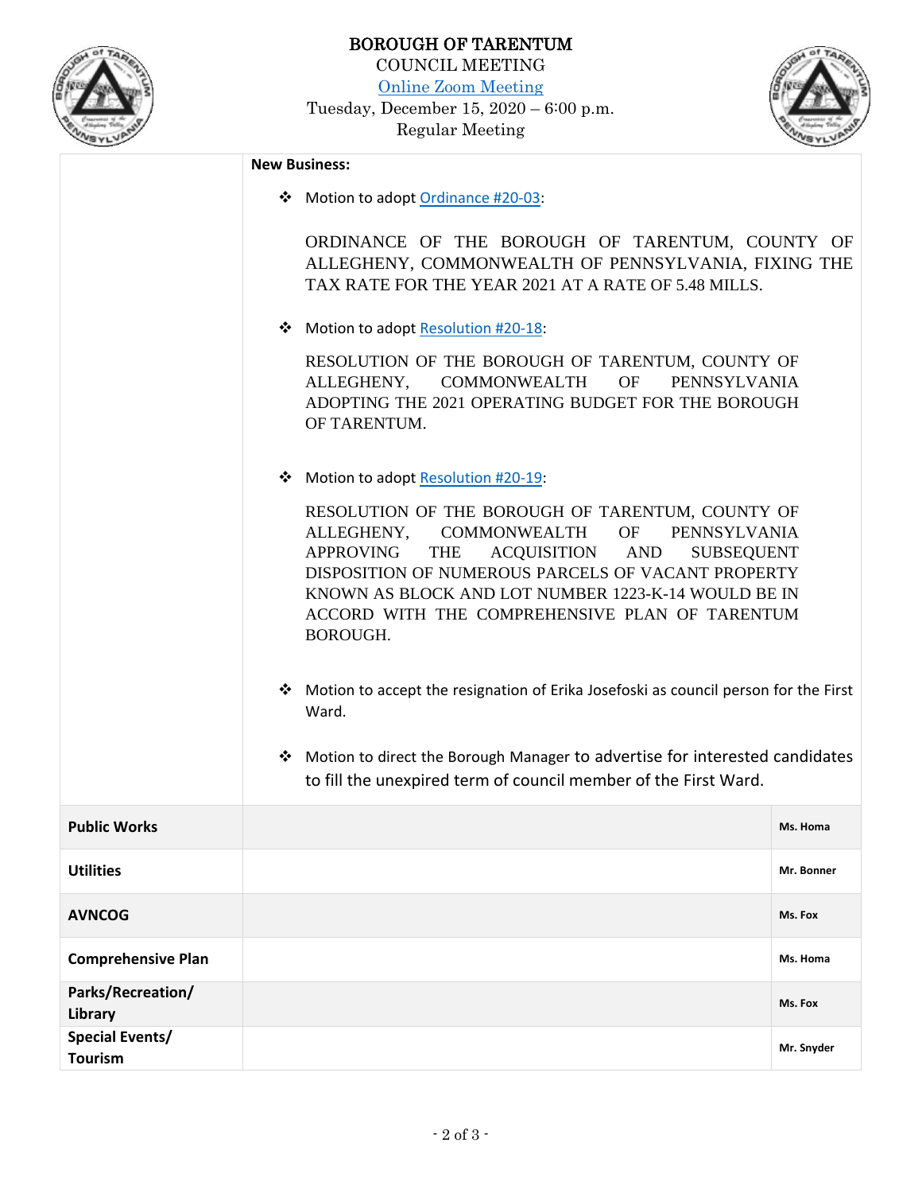# BOROUGH OF TARENTUM

COUNCIL MEETING
Online Zoom Meeting
Tuesday, December 15, 2020 – 6:00 p.m.
Regular Meeting

**New Business:**

- Motion to adopt Ordinance #20-03:

  ORDINANCE OF THE BOROUGH OF TARENTUM, COUNTY OF ALLEGHENY, COMMONWEALTH OF PENNSYLVANIA, FIXING THE TAX RATE FOR THE YEAR 2021 AT A RATE OF 5.48 MILLS.

- Motion to adopt Resolution #20-18:

  RESOLUTION OF THE BOROUGH OF TARENTUM, COUNTY OF ALLEGHENY, COMMONWEALTH OF PENNSYLVANIA ADOPTING THE 2021 OPERATING BUDGET FOR THE BOROUGH OF TARENTUM.

- Motion to adopt Resolution #20-19:

  RESOLUTION OF THE BOROUGH OF TARENTUM, COUNTY OF ALLEGHENY, COMMONWEALTH OF PENNSYLVANIA APPROVING THE ACQUISITION AND SUBSEQUENT DISPOSITION OF NUMEROUS PARCELS OF VACANT PROPERTY KNOWN AS BLOCK AND LOT NUMBER 1223-K-14 WOULD BE IN ACCORD WITH THE COMPREHENSIVE PLAN OF TARENTUM BOROUGH.

- Motion to accept the resignation of Erika Josefoski as council person for the First Ward.

- Motion to direct the Borough Manager to advertise for interested candidates to fill the unexpired term of council member of the First Ward.

| | | |
|---|---|---|
| **Public Works** | | **Ms. Homa** |
| **Utilities** | | **Mr. Bonner** |
| **AVNCOG** | | **Ms. Fox** |
| **Comprehensive Plan** | | **Ms. Homa** |
| **Parks/Recreation/ Library** | | **Ms. Fox** |
| **Special Events/ Tourism** | | **Mr. Snyder** |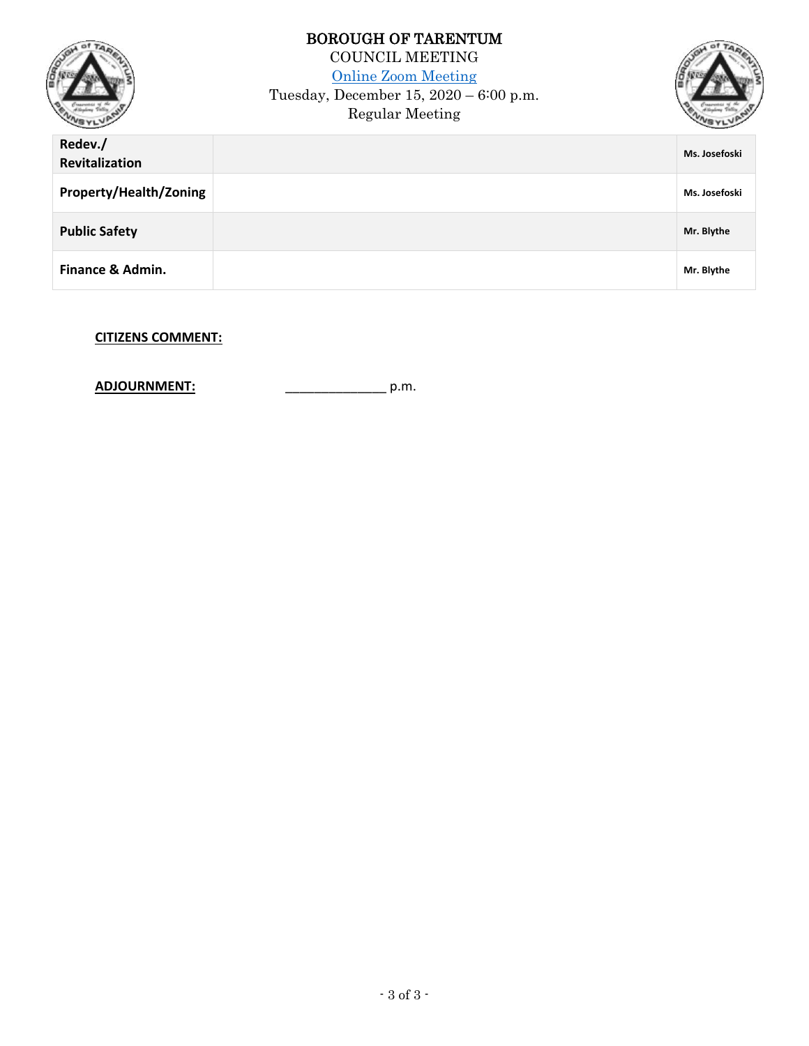# BOROUGH OF TARENTUM

COUNCIL MEETING

Online Zoom Meeting

Tuesday, December 15, 2020 – 6:00 p.m.

Regular Meeting

| | | |
|---|---|---|
| **Redev./ Revitalization** | | **Ms. Josefoski** |
| **Property/Health/Zoning** | | **Ms. Josefoski** |
| **Public Safety** | | **Mr. Blythe** |
| **Finance & Admin.** | | **Mr. Blythe** |

**CITIZENS COMMENT:**

**ADJOURNMENT:** ______________ p.m.